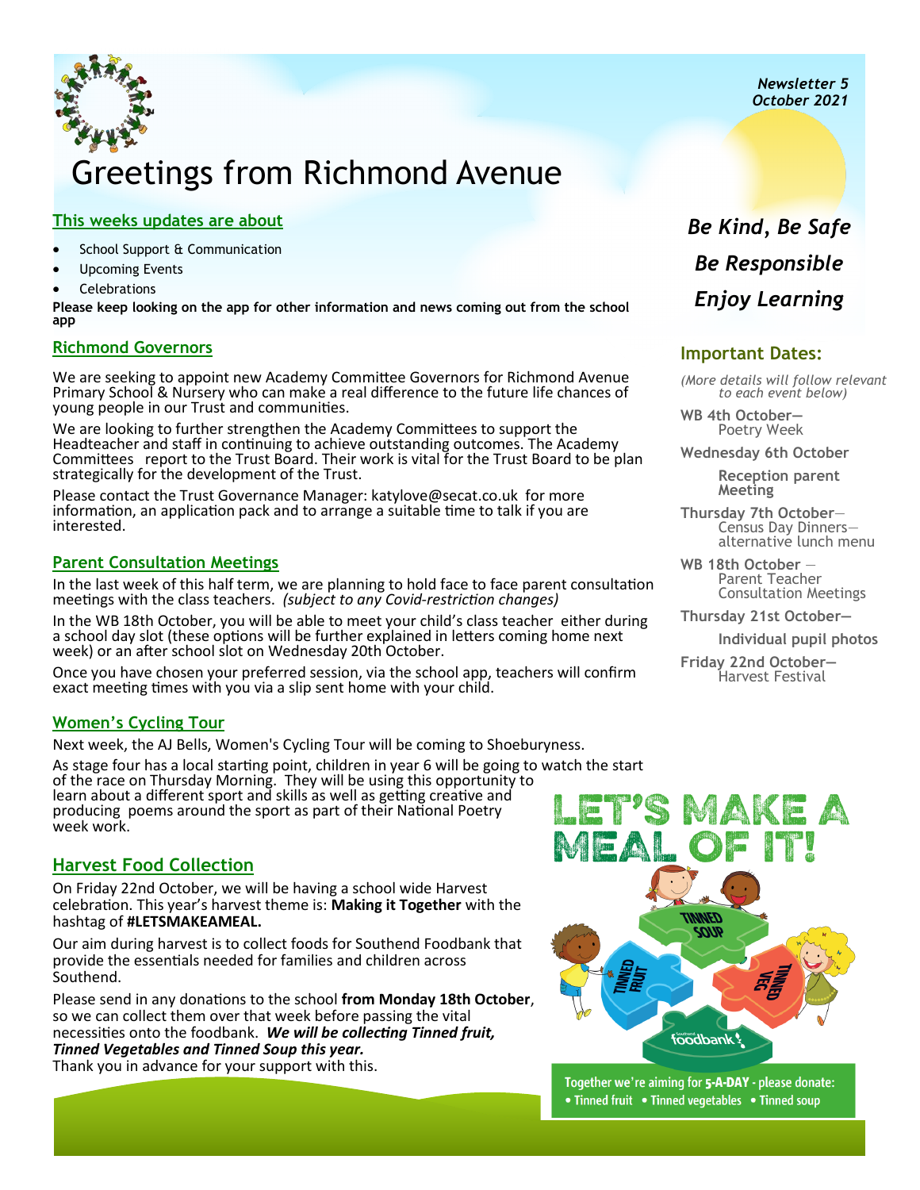Newsletter 5
October 2021

# Greetings from Richmond Avenue

## This weeks updates are about

- School Support & Communication
- Upcoming Events
- Celebrations

**Please keep looking on the app for other information and news coming out from the school app**

## Richmond Governors

We are seeking to appoint new Academy Committee Governors for Richmond Avenue Primary School & Nursery who can make a real difference to the future life chances of young people in our Trust and communities.

We are looking to further strengthen the Academy Committees to support the Headteacher and staff in continuing to achieve outstanding outcomes. The Academy Committees report to the Trust Board. Their work is vital for the Trust Board to be plan strategically for the development of the Trust.

Please contact the Trust Governance Manager: katylove@secat.co.uk for more information, an application pack and to arrange a suitable time to talk if you are interested.

## Parent Consultation Meetings

In the last week of this half term, we are planning to hold face to face parent consultation meetings with the class teachers. *(subject to any Covid-restriction changes)*

In the WB 18th October, you will be able to meet your child's class teacher either during a school day slot (these options will be further explained in letters coming home next week) or an after school slot on Wednesday 20th October.

Once you have chosen your preferred session, via the school app, teachers will confirm exact meeting times with you via a slip sent home with your child.

## Women's Cycling Tour

Next week, the AJ Bells, Women's Cycling Tour will be coming to Shoeburyness.

As stage four has a local starting point, children in year 6 will be going to watch the start of the race on Thursday Morning. They will be using this opportunity to learn about a different sport and skills as well as getting creative and producing poems around the sport as part of their National Poetry week work.

## Harvest Food Collection

On Friday 22nd October, we will be having a school wide Harvest celebration. This year's harvest theme is: **Making it Together** with the hashtag of **#LETSMAKEAMEAL.**

Our aim during harvest is to collect foods for Southend Foodbank that provide the essentials needed for families and children across Southend.

Please send in any donations to the school **from Monday 18th October**, so we can collect them over that week before passing the vital necessities onto the foodbank. ***We will be collecting Tinned fruit, Tinned Vegetables and Tinned Soup this year.***
Thank you in advance for your support with this.

***Be Kind, Be Safe***
***Be Responsible***
***Enjoy Learning***

## Important Dates:

*(More details will follow relevant to each event below)*

**WB 4th October—** Poetry Week

**Wednesday 6th October**
**Reception parent Meeting**

**Thursday 7th October—** Census Day Dinners—alternative lunch menu

**WB 18th October —** Parent Teacher Consultation Meetings

**Thursday 21st October—**
**Individual pupil photos**

**Friday 22nd October—** Harvest Festival

LET'S MAKE A MEAL OF IT!

Together we're aiming for **5-A-DAY** - please donate:
• Tinned fruit • Tinned vegetables • Tinned soup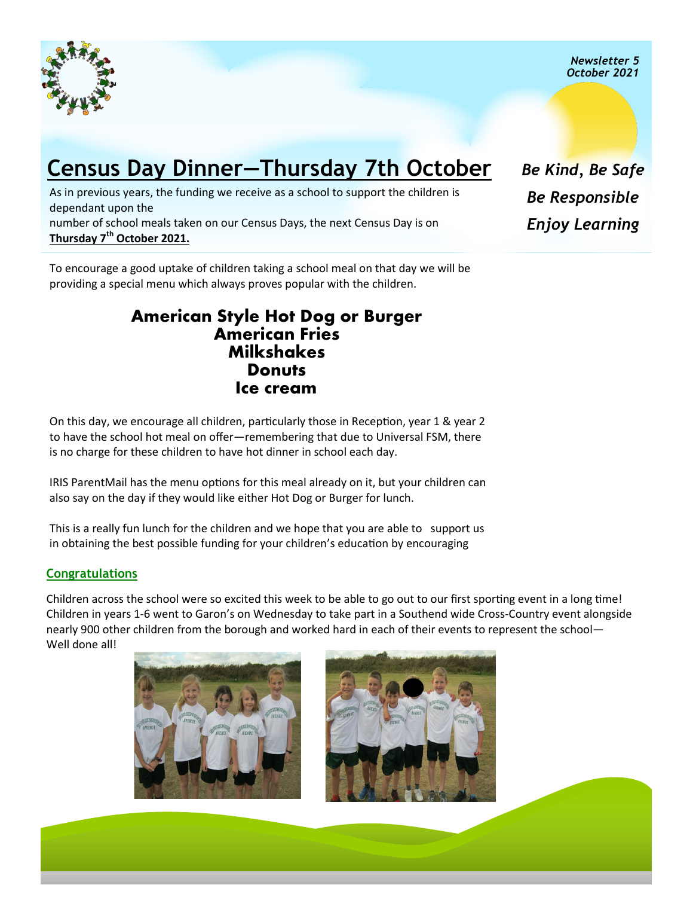*Newsletter 5*
*October 2021*

# Census Day Dinner—Thursday 7th October

***Be Kind, Be Safe***

***Be Responsible***

***Enjoy Learning***

As in previous years, the funding we receive as a school to support the children is dependant upon the number of school meals taken on our Census Days, the next Census Day is on **Thursday 7th October 2021.**

To encourage a good uptake of children taking a school meal on that day we will be providing a special menu which always proves popular with the children.

**American Style Hot Dog or Burger**
**American Fries**
**Milkshakes**
**Donuts**
**Ice cream**

On this day, we encourage all children, particularly those in Reception, year 1 & year 2 to have the school hot meal on offer—remembering that due to Universal FSM, there is no charge for these children to have hot dinner in school each day.

IRIS ParentMail has the menu options for this meal already on it, but your children can also say on the day if they would like either Hot Dog or Burger for lunch.

This is a really fun lunch for the children and we hope that you are able to support us in obtaining the best possible funding for your children's education by encouraging

## Congratulations

Children across the school were so excited this week to be able to go out to our first sporting event in a long time! Children in years 1-6 went to Garon's on Wednesday to take part in a Southend wide Cross-Country event alongside nearly 900 other children from the borough and worked hard in each of their events to represent the school—Well done all!